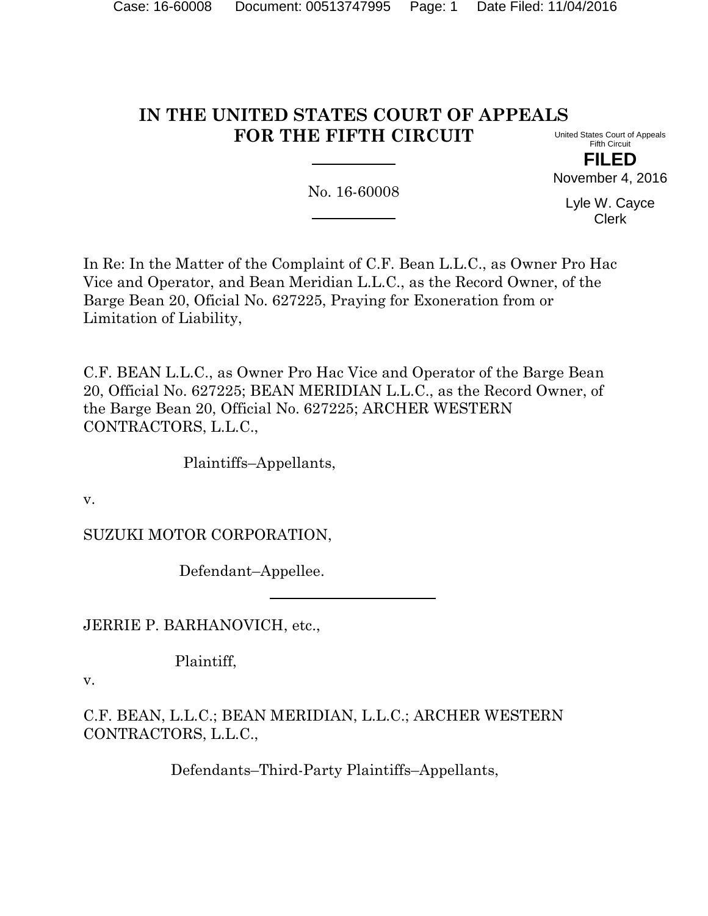# IN THE UNITED STATES COURT OF APPEALS FOR THE FIFTH CIRCUIT

United States Court of Appeals
Fifth Circuit

**FILED**

November 4, 2016

Lyle W. Cayce
Clerk

---

No. 16-60008

---

In Re: In the Matter of the Complaint of C.F. Bean L.L.C., as Owner Pro Hac Vice and Operator, and Bean Meridian L.L.C., as the Record Owner, of the Barge Bean 20, Oficial No. 627225, Praying for Exoneration from or Limitation of Liability,

C.F. BEAN L.L.C., as Owner Pro Hac Vice and Operator of the Barge Bean 20, Official No. 627225; BEAN MERIDIAN L.L.C., as the Record Owner, of the Barge Bean 20, Official No. 627225; ARCHER WESTERN CONTRACTORS, L.L.C.,

Plaintiffs–Appellants,

v.

SUZUKI MOTOR CORPORATION,

Defendant–Appellee.

---

JERRIE P. BARHANOVICH, etc.,

Plaintiff,

v.

C.F. BEAN, L.L.C.; BEAN MERIDIAN, L.L.C.; ARCHER WESTERN CONTRACTORS, L.L.C.,

Defendants–Third-Party Plaintiffs–Appellants,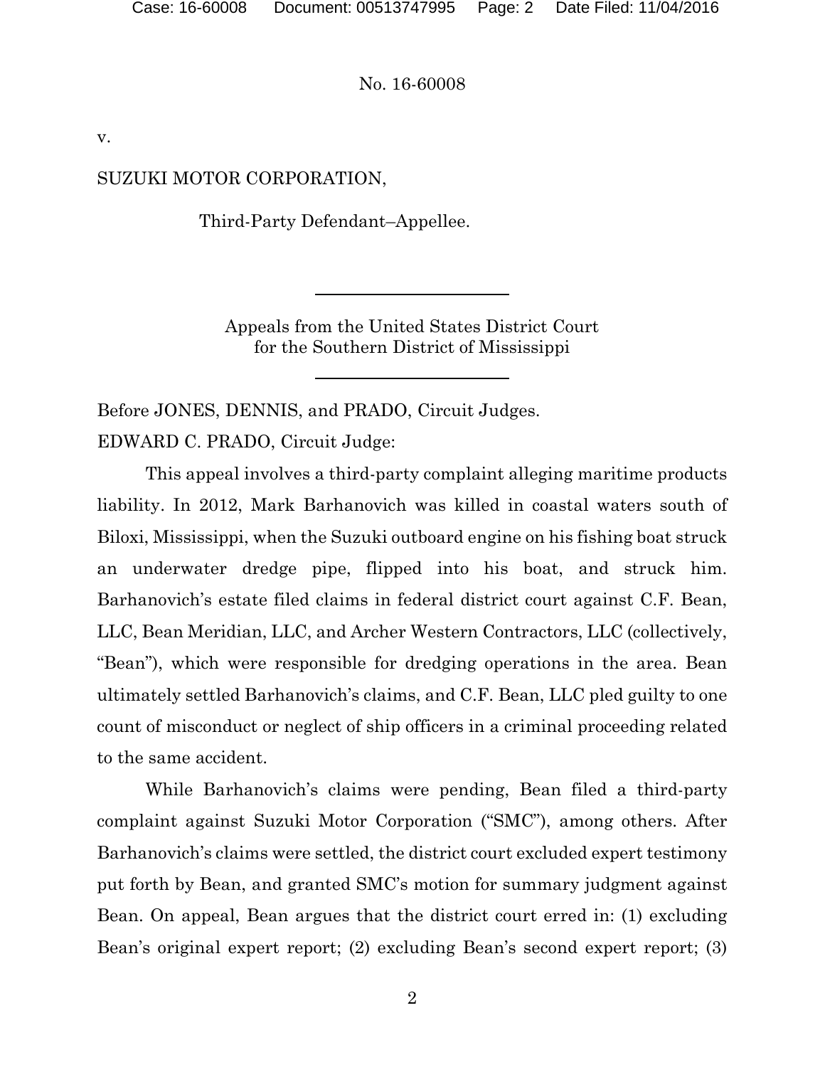v.

SUZUKI MOTOR CORPORATION,

Third-Party Defendant–Appellee.

---

Appeals from the United States District Court
for the Southern District of Mississippi

---

Before JONES, DENNIS, and PRADO, Circuit Judges.

EDWARD C. PRADO, Circuit Judge:

This appeal involves a third-party complaint alleging maritime products liability. In 2012, Mark Barhanovich was killed in coastal waters south of Biloxi, Mississippi, when the Suzuki outboard engine on his fishing boat struck an underwater dredge pipe, flipped into his boat, and struck him. Barhanovich's estate filed claims in federal district court against C.F. Bean, LLC, Bean Meridian, LLC, and Archer Western Contractors, LLC (collectively, "Bean"), which were responsible for dredging operations in the area. Bean ultimately settled Barhanovich's claims, and C.F. Bean, LLC pled guilty to one count of misconduct or neglect of ship officers in a criminal proceeding related to the same accident.

While Barhanovich's claims were pending, Bean filed a third-party complaint against Suzuki Motor Corporation ("SMC"), among others. After Barhanovich's claims were settled, the district court excluded expert testimony put forth by Bean, and granted SMC's motion for summary judgment against Bean. On appeal, Bean argues that the district court erred in: (1) excluding Bean's original expert report; (2) excluding Bean's second expert report; (3)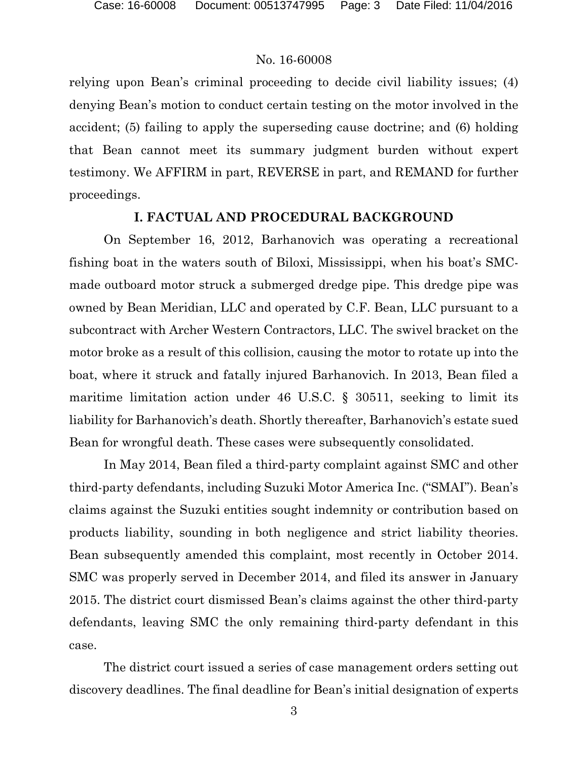relying upon Bean's criminal proceeding to decide civil liability issues; (4) denying Bean's motion to conduct certain testing on the motor involved in the accident; (5) failing to apply the superseding cause doctrine; and (6) holding that Bean cannot meet its summary judgment burden without expert testimony. We AFFIRM in part, REVERSE in part, and REMAND for further proceedings.

## I. FACTUAL AND PROCEDURAL BACKGROUND

On September 16, 2012, Barhanovich was operating a recreational fishing boat in the waters south of Biloxi, Mississippi, when his boat's SMC-made outboard motor struck a submerged dredge pipe. This dredge pipe was owned by Bean Meridian, LLC and operated by C.F. Bean, LLC pursuant to a subcontract with Archer Western Contractors, LLC. The swivel bracket on the motor broke as a result of this collision, causing the motor to rotate up into the boat, where it struck and fatally injured Barhanovich. In 2013, Bean filed a maritime limitation action under 46 U.S.C. § 30511, seeking to limit its liability for Barhanovich's death. Shortly thereafter, Barhanovich's estate sued Bean for wrongful death. These cases were subsequently consolidated.

In May 2014, Bean filed a third-party complaint against SMC and other third-party defendants, including Suzuki Motor America Inc. ("SMAI"). Bean's claims against the Suzuki entities sought indemnity or contribution based on products liability, sounding in both negligence and strict liability theories. Bean subsequently amended this complaint, most recently in October 2014. SMC was properly served in December 2014, and filed its answer in January 2015. The district court dismissed Bean's claims against the other third-party defendants, leaving SMC the only remaining third-party defendant in this case.

The district court issued a series of case management orders setting out discovery deadlines. The final deadline for Bean's initial designation of experts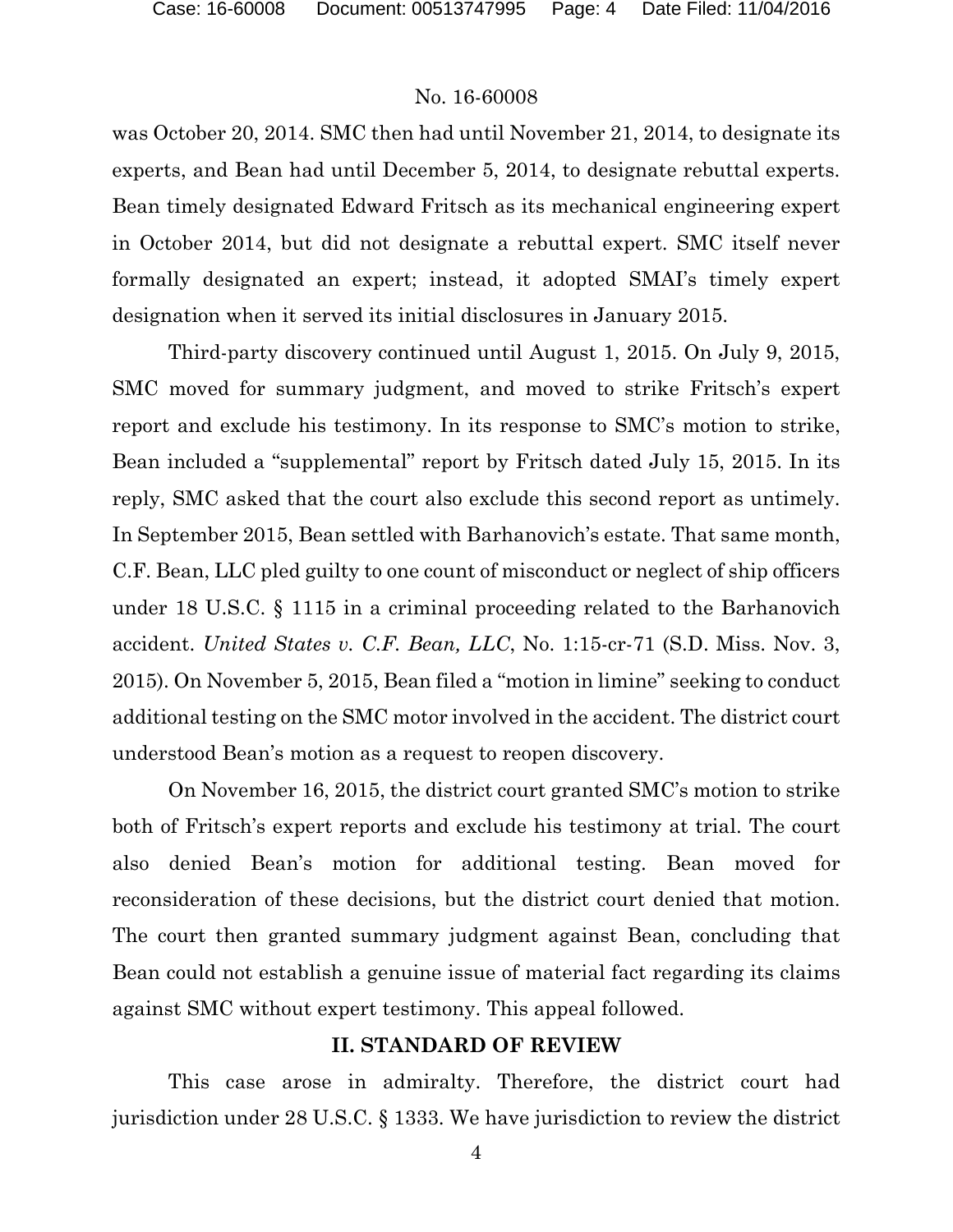was October 20, 2014. SMC then had until November 21, 2014, to designate its experts, and Bean had until December 5, 2014, to designate rebuttal experts. Bean timely designated Edward Fritsch as its mechanical engineering expert in October 2014, but did not designate a rebuttal expert. SMC itself never formally designated an expert; instead, it adopted SMAI's timely expert designation when it served its initial disclosures in January 2015.

Third-party discovery continued until August 1, 2015. On July 9, 2015, SMC moved for summary judgment, and moved to strike Fritsch's expert report and exclude his testimony. In its response to SMC's motion to strike, Bean included a "supplemental" report by Fritsch dated July 15, 2015. In its reply, SMC asked that the court also exclude this second report as untimely. In September 2015, Bean settled with Barhanovich's estate. That same month, C.F. Bean, LLC pled guilty to one count of misconduct or neglect of ship officers under 18 U.S.C. § 1115 in a criminal proceeding related to the Barhanovich accident. *United States v. C.F. Bean, LLC*, No. 1:15-cr-71 (S.D. Miss. Nov. 3, 2015). On November 5, 2015, Bean filed a "motion in limine" seeking to conduct additional testing on the SMC motor involved in the accident. The district court understood Bean's motion as a request to reopen discovery.

On November 16, 2015, the district court granted SMC's motion to strike both of Fritsch's expert reports and exclude his testimony at trial. The court also denied Bean's motion for additional testing. Bean moved for reconsideration of these decisions, but the district court denied that motion. The court then granted summary judgment against Bean, concluding that Bean could not establish a genuine issue of material fact regarding its claims against SMC without expert testimony. This appeal followed.

## II. STANDARD OF REVIEW

This case arose in admiralty. Therefore, the district court had jurisdiction under 28 U.S.C. § 1333. We have jurisdiction to review the district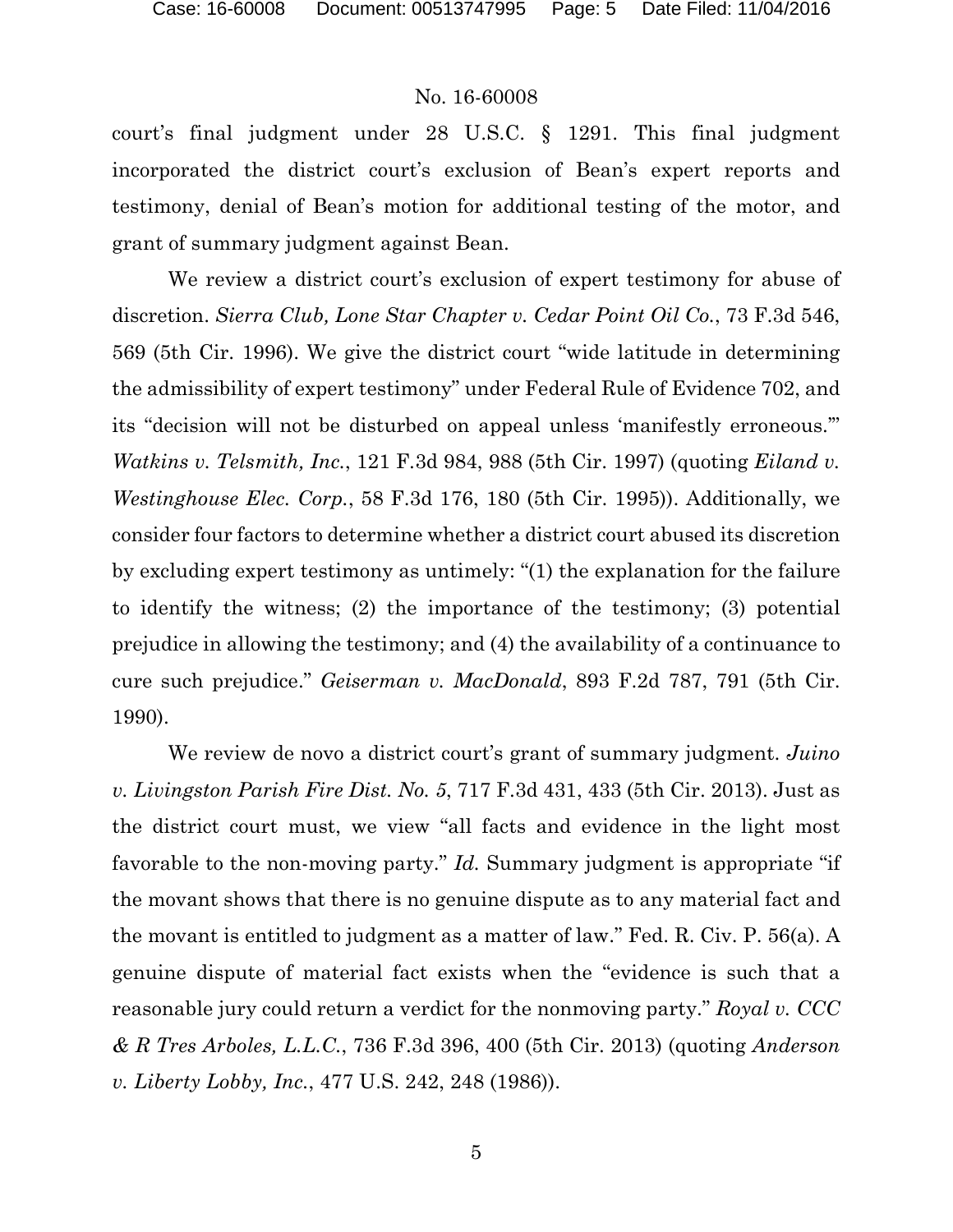court's final judgment under 28 U.S.C. § 1291. This final judgment incorporated the district court's exclusion of Bean's expert reports and testimony, denial of Bean's motion for additional testing of the motor, and grant of summary judgment against Bean.

We review a district court's exclusion of expert testimony for abuse of discretion. *Sierra Club, Lone Star Chapter v. Cedar Point Oil Co.*, 73 F.3d 546, 569 (5th Cir. 1996). We give the district court "wide latitude in determining the admissibility of expert testimony" under Federal Rule of Evidence 702, and its "decision will not be disturbed on appeal unless 'manifestly erroneous.'" *Watkins v. Telsmith, Inc.*, 121 F.3d 984, 988 (5th Cir. 1997) (quoting *Eiland v. Westinghouse Elec. Corp.*, 58 F.3d 176, 180 (5th Cir. 1995)). Additionally, we consider four factors to determine whether a district court abused its discretion by excluding expert testimony as untimely: "(1) the explanation for the failure to identify the witness; (2) the importance of the testimony; (3) potential prejudice in allowing the testimony; and (4) the availability of a continuance to cure such prejudice." *Geiserman v. MacDonald*, 893 F.2d 787, 791 (5th Cir. 1990).

We review de novo a district court's grant of summary judgment. *Juino v. Livingston Parish Fire Dist. No. 5*, 717 F.3d 431, 433 (5th Cir. 2013). Just as the district court must, we view "all facts and evidence in the light most favorable to the non-moving party." *Id.* Summary judgment is appropriate "if the movant shows that there is no genuine dispute as to any material fact and the movant is entitled to judgment as a matter of law." Fed. R. Civ. P. 56(a). A genuine dispute of material fact exists when the "evidence is such that a reasonable jury could return a verdict for the nonmoving party." *Royal v. CCC & R Tres Arboles, L.L.C.*, 736 F.3d 396, 400 (5th Cir. 2013) (quoting *Anderson v. Liberty Lobby, Inc.*, 477 U.S. 242, 248 (1986)).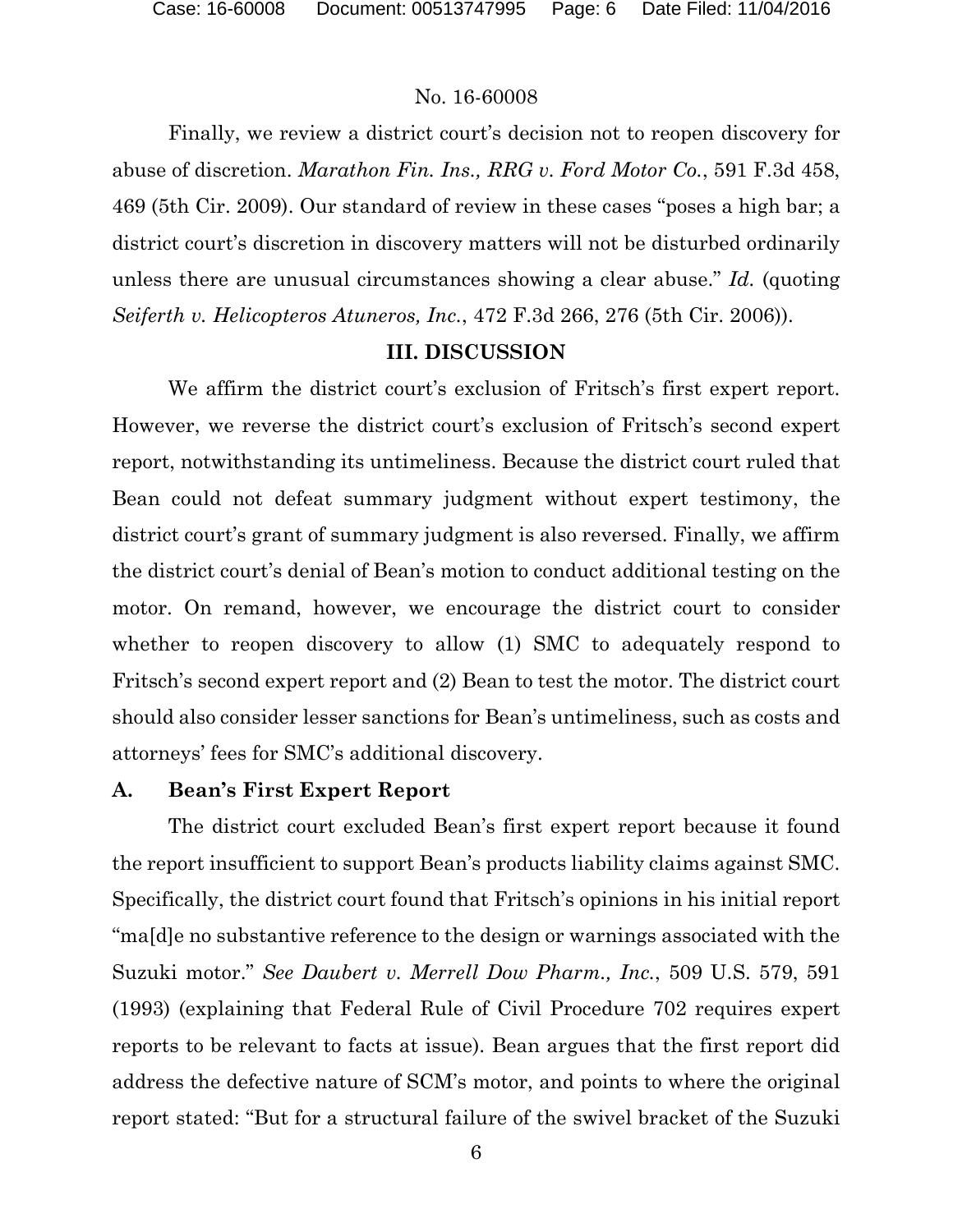Finally, we review a district court's decision not to reopen discovery for abuse of discretion. *Marathon Fin. Ins., RRG v. Ford Motor Co.*, 591 F.3d 458, 469 (5th Cir. 2009). Our standard of review in these cases "poses a high bar; a district court's discretion in discovery matters will not be disturbed ordinarily unless there are unusual circumstances showing a clear abuse." *Id.* (quoting *Seiferth v. Helicopteros Atuneros, Inc.*, 472 F.3d 266, 276 (5th Cir. 2006)).

## III. DISCUSSION

We affirm the district court's exclusion of Fritsch's first expert report. However, we reverse the district court's exclusion of Fritsch's second expert report, notwithstanding its untimeliness. Because the district court ruled that Bean could not defeat summary judgment without expert testimony, the district court's grant of summary judgment is also reversed. Finally, we affirm the district court's denial of Bean's motion to conduct additional testing on the motor. On remand, however, we encourage the district court to consider whether to reopen discovery to allow (1) SMC to adequately respond to Fritsch's second expert report and (2) Bean to test the motor. The district court should also consider lesser sanctions for Bean's untimeliness, such as costs and attorneys' fees for SMC's additional discovery.

### A. Bean's First Expert Report

The district court excluded Bean's first expert report because it found the report insufficient to support Bean's products liability claims against SMC. Specifically, the district court found that Fritsch's opinions in his initial report "ma[d]e no substantive reference to the design or warnings associated with the Suzuki motor." *See Daubert v. Merrell Dow Pharm., Inc.*, 509 U.S. 579, 591 (1993) (explaining that Federal Rule of Civil Procedure 702 requires expert reports to be relevant to facts at issue). Bean argues that the first report did address the defective nature of SCM's motor, and points to where the original report stated: "But for a structural failure of the swivel bracket of the Suzuki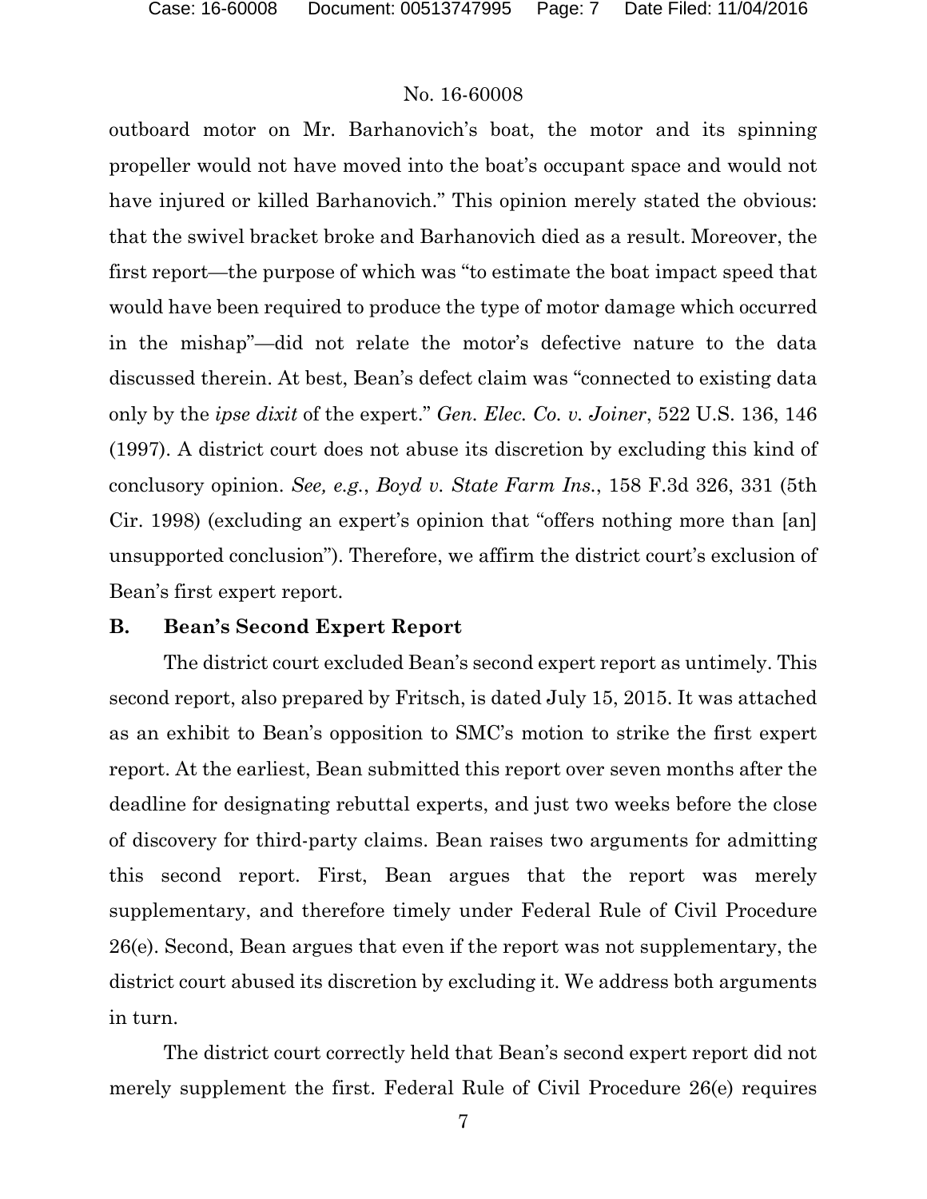outboard motor on Mr. Barhanovich's boat, the motor and its spinning propeller would not have moved into the boat's occupant space and would not have injured or killed Barhanovich." This opinion merely stated the obvious: that the swivel bracket broke and Barhanovich died as a result. Moreover, the first report—the purpose of which was "to estimate the boat impact speed that would have been required to produce the type of motor damage which occurred in the mishap"—did not relate the motor's defective nature to the data discussed therein. At best, Bean's defect claim was "connected to existing data only by the *ipse dixit* of the expert." *Gen. Elec. Co. v. Joiner*, 522 U.S. 136, 146 (1997). A district court does not abuse its discretion by excluding this kind of conclusory opinion. *See, e.g.*, *Boyd v. State Farm Ins.*, 158 F.3d 326, 331 (5th Cir. 1998) (excluding an expert's opinion that "offers nothing more than [an] unsupported conclusion"). Therefore, we affirm the district court's exclusion of Bean's first expert report.

### B. Bean's Second Expert Report

The district court excluded Bean's second expert report as untimely. This second report, also prepared by Fritsch, is dated July 15, 2015. It was attached as an exhibit to Bean's opposition to SMC's motion to strike the first expert report. At the earliest, Bean submitted this report over seven months after the deadline for designating rebuttal experts, and just two weeks before the close of discovery for third-party claims. Bean raises two arguments for admitting this second report. First, Bean argues that the report was merely supplementary, and therefore timely under Federal Rule of Civil Procedure 26(e). Second, Bean argues that even if the report was not supplementary, the district court abused its discretion by excluding it. We address both arguments in turn.

The district court correctly held that Bean's second expert report did not merely supplement the first. Federal Rule of Civil Procedure 26(e) requires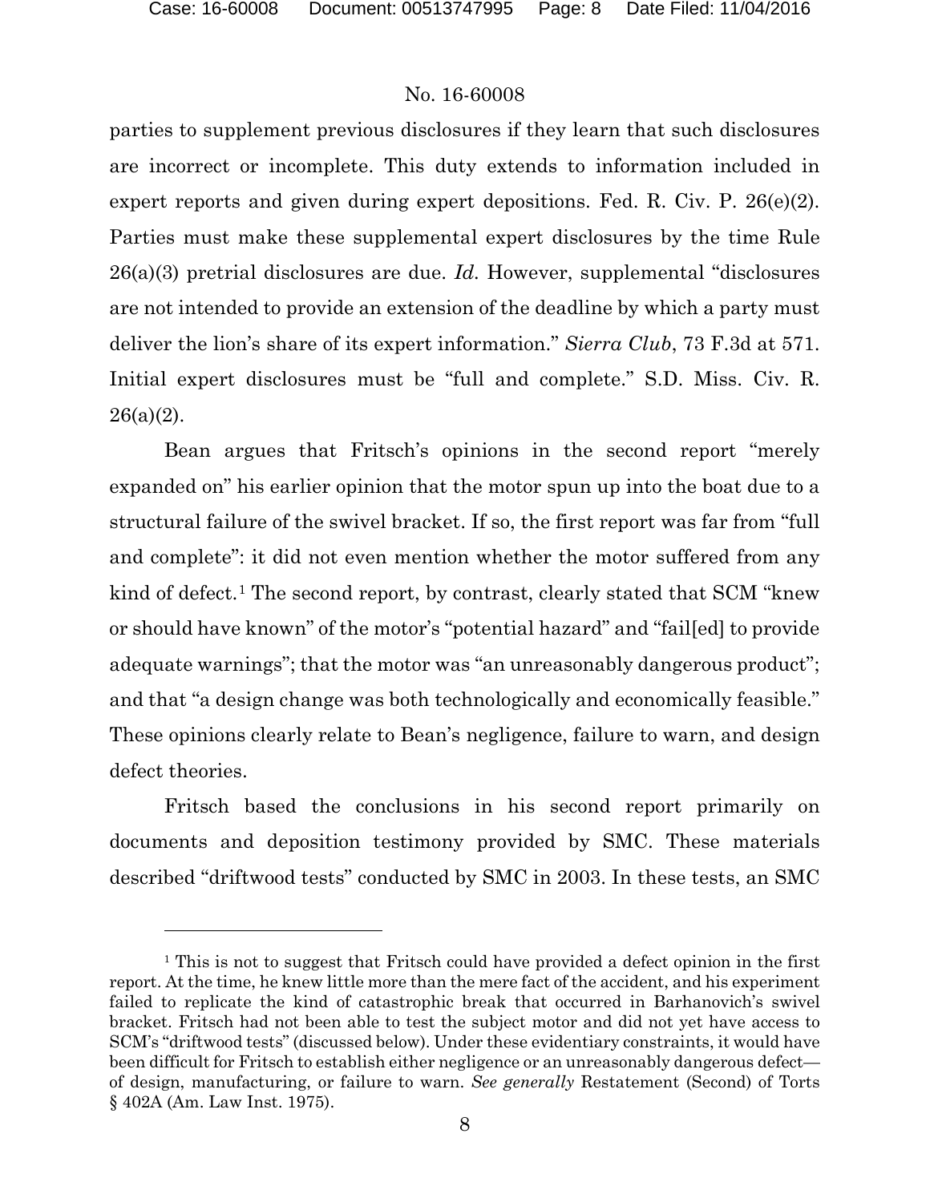parties to supplement previous disclosures if they learn that such disclosures are incorrect or incomplete. This duty extends to information included in expert reports and given during expert depositions. Fed. R. Civ. P. 26(e)(2). Parties must make these supplemental expert disclosures by the time Rule 26(a)(3) pretrial disclosures are due. *Id.* However, supplemental "disclosures are not intended to provide an extension of the deadline by which a party must deliver the lion's share of its expert information." *Sierra Club*, 73 F.3d at 571. Initial expert disclosures must be "full and complete." S.D. Miss. Civ. R. 26(a)(2).

Bean argues that Fritsch's opinions in the second report "merely expanded on" his earlier opinion that the motor spun up into the boat due to a structural failure of the swivel bracket. If so, the first report was far from "full and complete": it did not even mention whether the motor suffered from any kind of defect.[1] The second report, by contrast, clearly stated that SCM "knew or should have known" of the motor's "potential hazard" and "fail[ed] to provide adequate warnings"; that the motor was "an unreasonably dangerous product"; and that "a design change was both technologically and economically feasible." These opinions clearly relate to Bean's negligence, failure to warn, and design defect theories.

Fritsch based the conclusions in his second report primarily on documents and deposition testimony provided by SMC. These materials described "driftwood tests" conducted by SMC in 2003. In these tests, an SMC

---

[1] This is not to suggest that Fritsch could have provided a defect opinion in the first report. At the time, he knew little more than the mere fact of the accident, and his experiment failed to replicate the kind of catastrophic break that occurred in Barhanovich's swivel bracket. Fritsch had not been able to test the subject motor and did not yet have access to SCM's "driftwood tests" (discussed below). Under these evidentiary constraints, it would have been difficult for Fritsch to establish either negligence or an unreasonably dangerous defect—of design, manufacturing, or failure to warn. *See generally* Restatement (Second) of Torts § 402A (Am. Law Inst. 1975).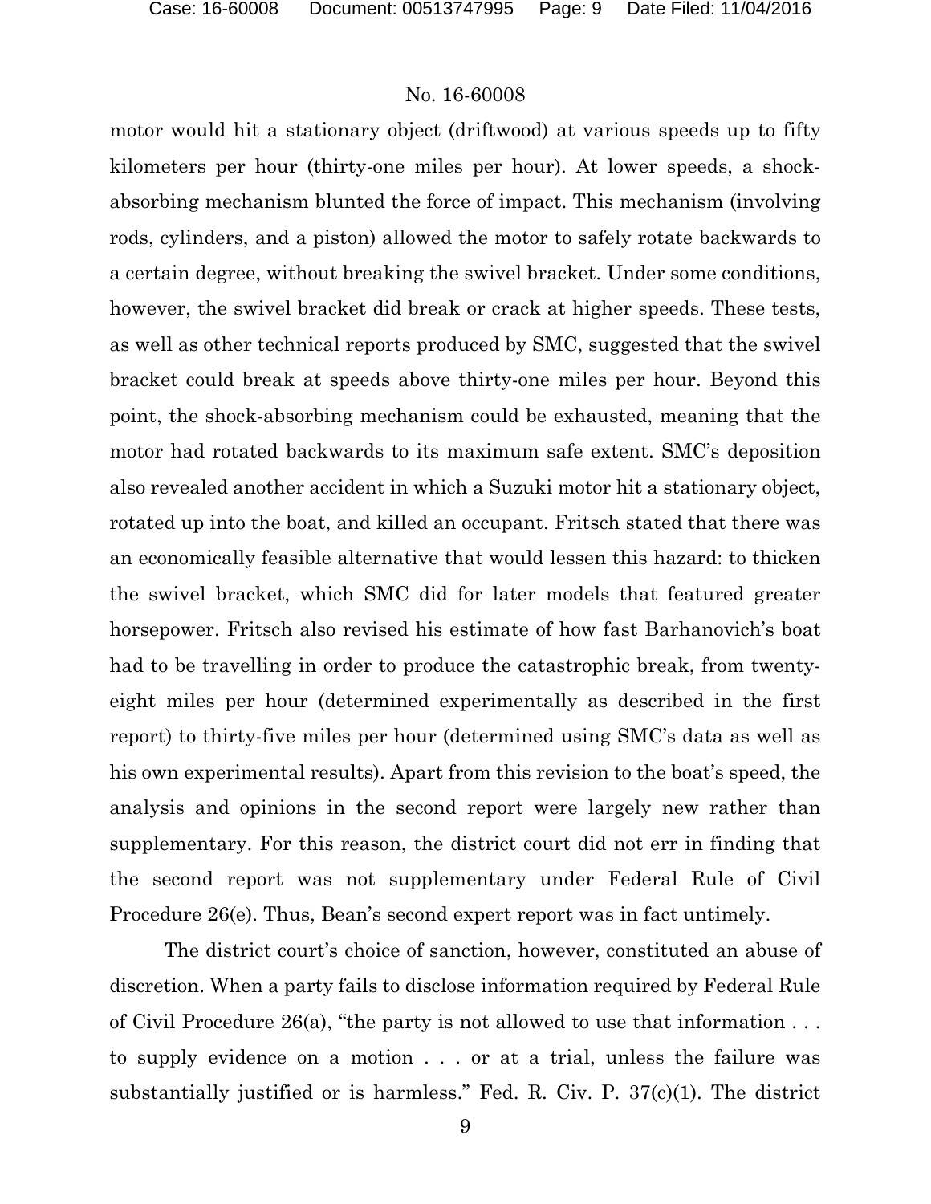motor would hit a stationary object (driftwood) at various speeds up to fifty kilometers per hour (thirty-one miles per hour). At lower speeds, a shock-absorbing mechanism blunted the force of impact. This mechanism (involving rods, cylinders, and a piston) allowed the motor to safely rotate backwards to a certain degree, without breaking the swivel bracket. Under some conditions, however, the swivel bracket did break or crack at higher speeds. These tests, as well as other technical reports produced by SMC, suggested that the swivel bracket could break at speeds above thirty-one miles per hour. Beyond this point, the shock-absorbing mechanism could be exhausted, meaning that the motor had rotated backwards to its maximum safe extent. SMC's deposition also revealed another accident in which a Suzuki motor hit a stationary object, rotated up into the boat, and killed an occupant. Fritsch stated that there was an economically feasible alternative that would lessen this hazard: to thicken the swivel bracket, which SMC did for later models that featured greater horsepower. Fritsch also revised his estimate of how fast Barhanovich's boat had to be travelling in order to produce the catastrophic break, from twenty-eight miles per hour (determined experimentally as described in the first report) to thirty-five miles per hour (determined using SMC's data as well as his own experimental results). Apart from this revision to the boat's speed, the analysis and opinions in the second report were largely new rather than supplementary. For this reason, the district court did not err in finding that the second report was not supplementary under Federal Rule of Civil Procedure 26(e). Thus, Bean's second expert report was in fact untimely.

The district court's choice of sanction, however, constituted an abuse of discretion. When a party fails to disclose information required by Federal Rule of Civil Procedure 26(a), "the party is not allowed to use that information . . . to supply evidence on a motion . . . or at a trial, unless the failure was substantially justified or is harmless." Fed. R. Civ. P. 37(c)(1). The district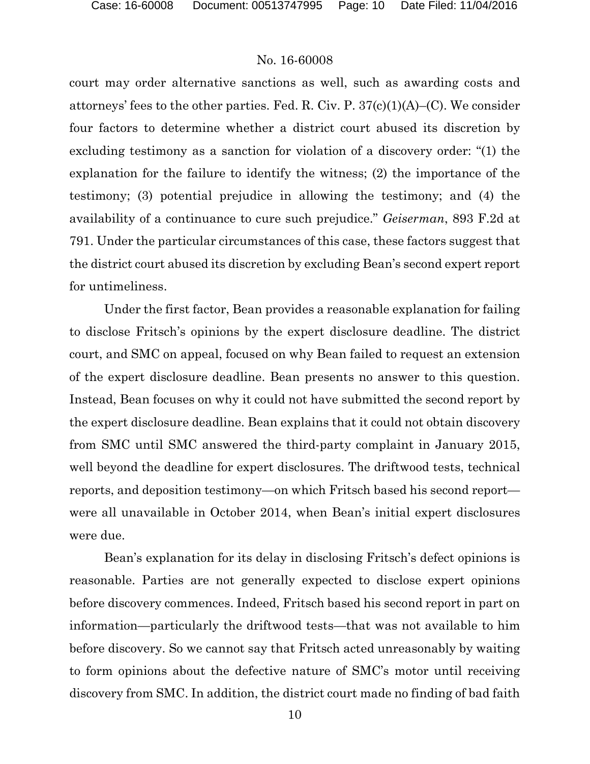court may order alternative sanctions as well, such as awarding costs and attorneys' fees to the other parties. Fed. R. Civ. P. 37(c)(1)(A)–(C). We consider four factors to determine whether a district court abused its discretion by excluding testimony as a sanction for violation of a discovery order: "(1) the explanation for the failure to identify the witness; (2) the importance of the testimony; (3) potential prejudice in allowing the testimony; and (4) the availability of a continuance to cure such prejudice." *Geiserman*, 893 F.2d at 791. Under the particular circumstances of this case, these factors suggest that the district court abused its discretion by excluding Bean's second expert report for untimeliness.

Under the first factor, Bean provides a reasonable explanation for failing to disclose Fritsch's opinions by the expert disclosure deadline. The district court, and SMC on appeal, focused on why Bean failed to request an extension of the expert disclosure deadline. Bean presents no answer to this question. Instead, Bean focuses on why it could not have submitted the second report by the expert disclosure deadline. Bean explains that it could not obtain discovery from SMC until SMC answered the third-party complaint in January 2015, well beyond the deadline for expert disclosures. The driftwood tests, technical reports, and deposition testimony—on which Fritsch based his second report—were all unavailable in October 2014, when Bean's initial expert disclosures were due.

Bean's explanation for its delay in disclosing Fritsch's defect opinions is reasonable. Parties are not generally expected to disclose expert opinions before discovery commences. Indeed, Fritsch based his second report in part on information—particularly the driftwood tests—that was not available to him before discovery. So we cannot say that Fritsch acted unreasonably by waiting to form opinions about the defective nature of SMC's motor until receiving discovery from SMC. In addition, the district court made no finding of bad faith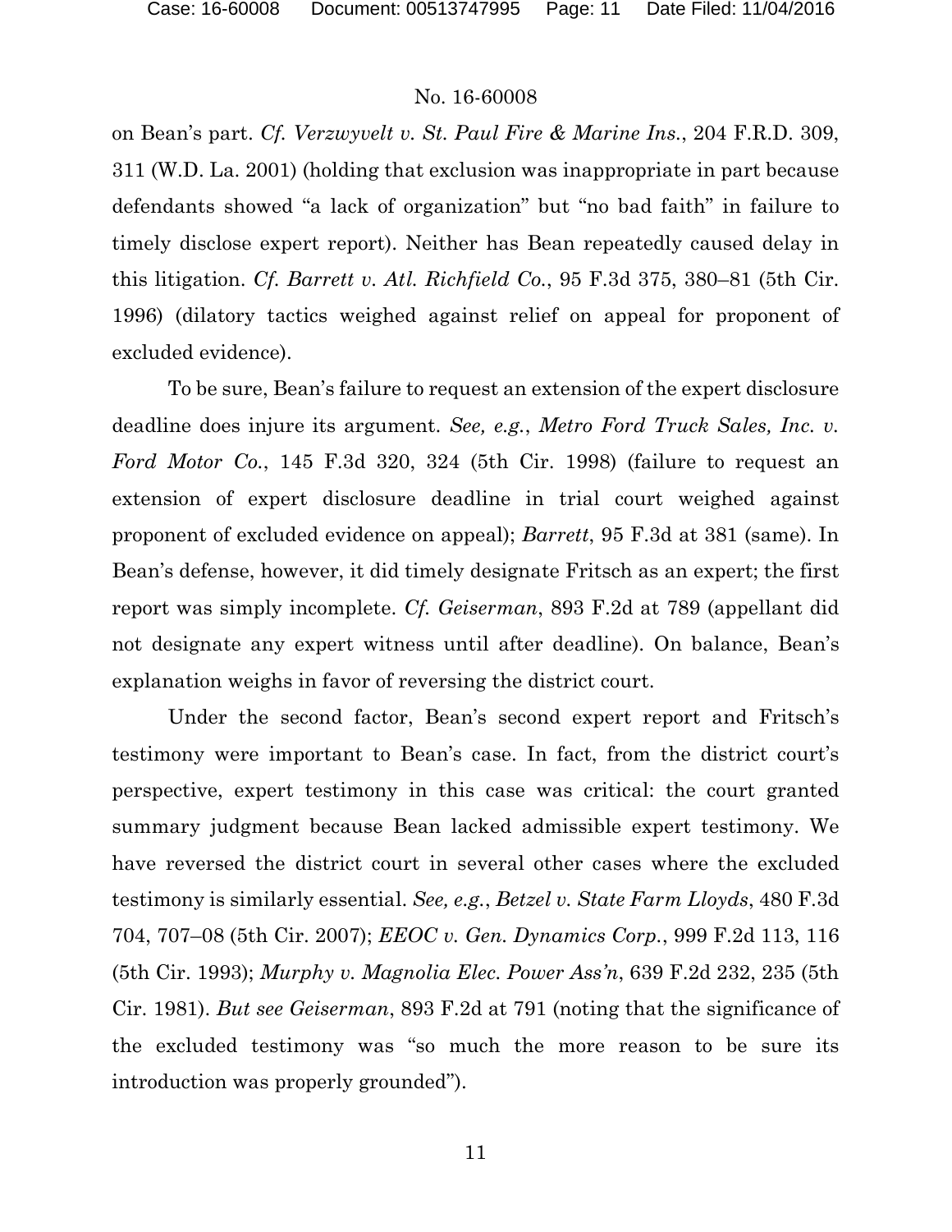on Bean's part. *Cf. Verzwyvelt v. St. Paul Fire & Marine Ins.*, 204 F.R.D. 309, 311 (W.D. La. 2001) (holding that exclusion was inappropriate in part because defendants showed "a lack of organization" but "no bad faith" in failure to timely disclose expert report). Neither has Bean repeatedly caused delay in this litigation. *Cf. Barrett v. Atl. Richfield Co.*, 95 F.3d 375, 380–81 (5th Cir. 1996) (dilatory tactics weighed against relief on appeal for proponent of excluded evidence).

To be sure, Bean's failure to request an extension of the expert disclosure deadline does injure its argument. *See, e.g.*, *Metro Ford Truck Sales, Inc. v. Ford Motor Co.*, 145 F.3d 320, 324 (5th Cir. 1998) (failure to request an extension of expert disclosure deadline in trial court weighed against proponent of excluded evidence on appeal); *Barrett*, 95 F.3d at 381 (same). In Bean's defense, however, it did timely designate Fritsch as an expert; the first report was simply incomplete. *Cf. Geiserman*, 893 F.2d at 789 (appellant did not designate any expert witness until after deadline). On balance, Bean's explanation weighs in favor of reversing the district court.

Under the second factor, Bean's second expert report and Fritsch's testimony were important to Bean's case. In fact, from the district court's perspective, expert testimony in this case was critical: the court granted summary judgment because Bean lacked admissible expert testimony. We have reversed the district court in several other cases where the excluded testimony is similarly essential. *See, e.g.*, *Betzel v. State Farm Lloyds*, 480 F.3d 704, 707–08 (5th Cir. 2007); *EEOC v. Gen. Dynamics Corp.*, 999 F.2d 113, 116 (5th Cir. 1993); *Murphy v. Magnolia Elec. Power Ass'n*, 639 F.2d 232, 235 (5th Cir. 1981). *But see Geiserman*, 893 F.2d at 791 (noting that the significance of the excluded testimony was "so much the more reason to be sure its introduction was properly grounded").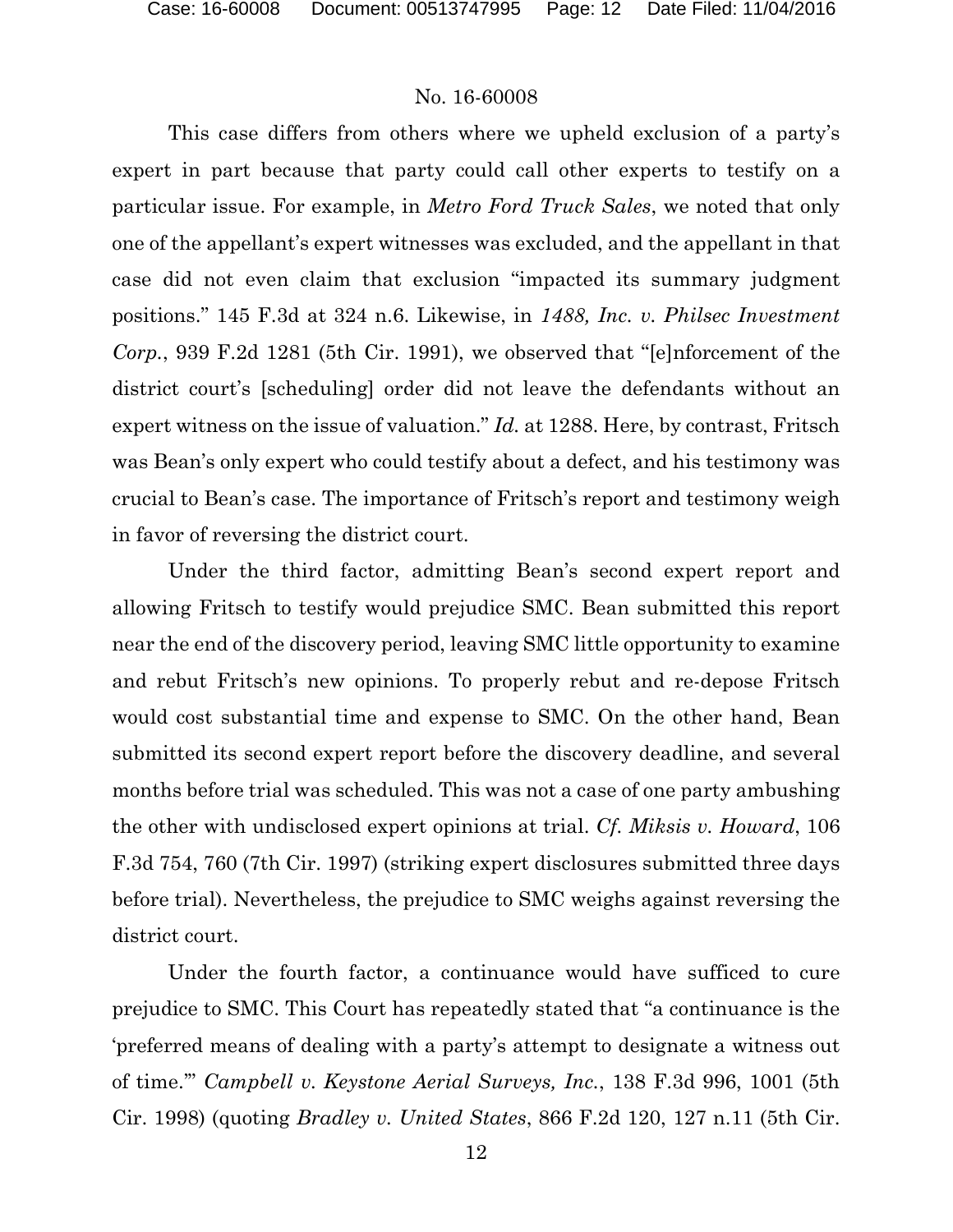This case differs from others where we upheld exclusion of a party's expert in part because that party could call other experts to testify on a particular issue. For example, in *Metro Ford Truck Sales*, we noted that only one of the appellant's expert witnesses was excluded, and the appellant in that case did not even claim that exclusion "impacted its summary judgment positions." 145 F.3d at 324 n.6. Likewise, in *1488, Inc. v. Philsec Investment Corp.*, 939 F.2d 1281 (5th Cir. 1991), we observed that "[e]nforcement of the district court's [scheduling] order did not leave the defendants without an expert witness on the issue of valuation." *Id.* at 1288. Here, by contrast, Fritsch was Bean's only expert who could testify about a defect, and his testimony was crucial to Bean's case. The importance of Fritsch's report and testimony weigh in favor of reversing the district court.

Under the third factor, admitting Bean's second expert report and allowing Fritsch to testify would prejudice SMC. Bean submitted this report near the end of the discovery period, leaving SMC little opportunity to examine and rebut Fritsch's new opinions. To properly rebut and re-depose Fritsch would cost substantial time and expense to SMC. On the other hand, Bean submitted its second expert report before the discovery deadline, and several months before trial was scheduled. This was not a case of one party ambushing the other with undisclosed expert opinions at trial. *Cf. Miksis v. Howard*, 106 F.3d 754, 760 (7th Cir. 1997) (striking expert disclosures submitted three days before trial). Nevertheless, the prejudice to SMC weighs against reversing the district court.

Under the fourth factor, a continuance would have sufficed to cure prejudice to SMC. This Court has repeatedly stated that "a continuance is the 'preferred means of dealing with a party's attempt to designate a witness out of time.'" *Campbell v. Keystone Aerial Surveys, Inc.*, 138 F.3d 996, 1001 (5th Cir. 1998) (quoting *Bradley v. United States*, 866 F.2d 120, 127 n.11 (5th Cir.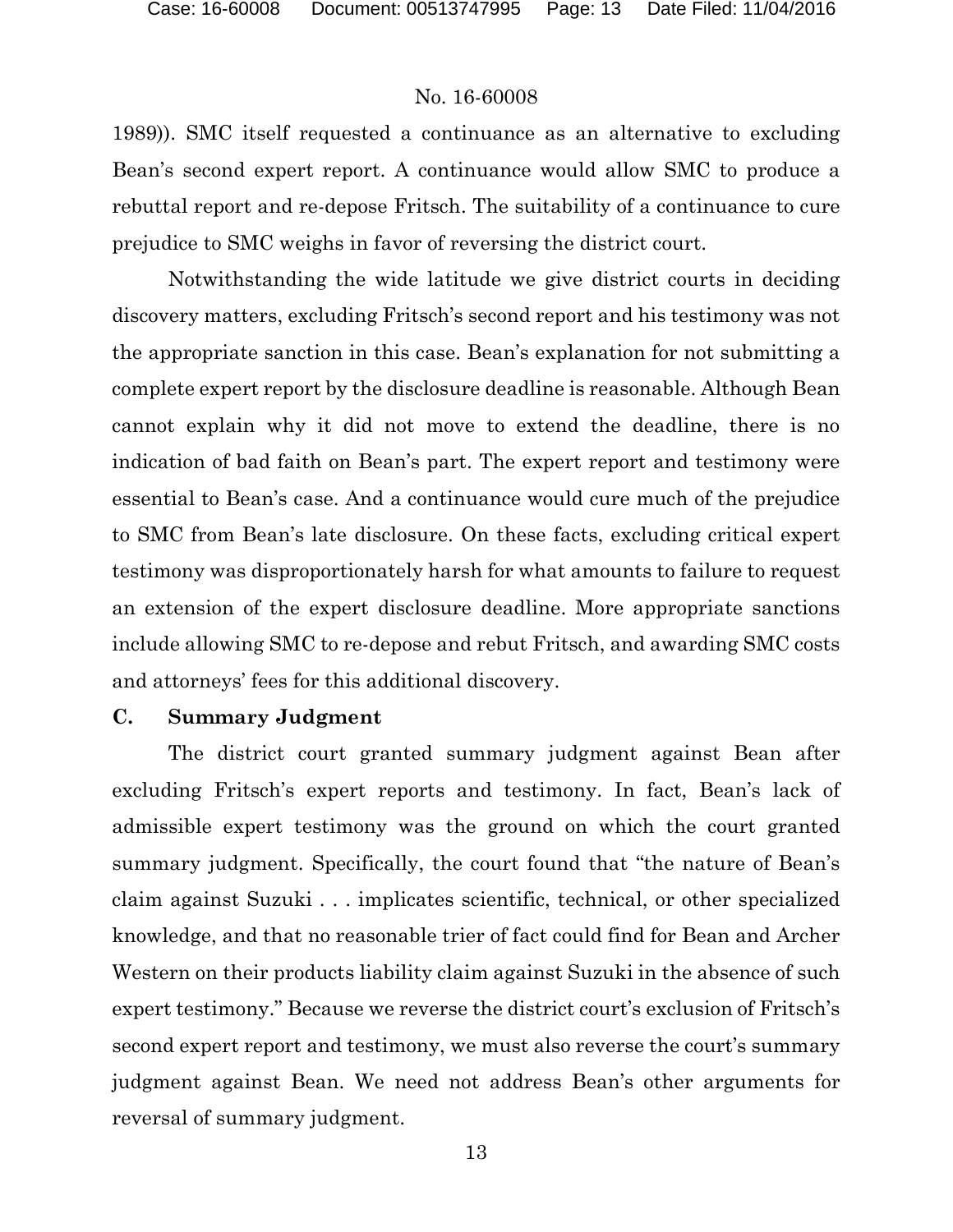1989)). SMC itself requested a continuance as an alternative to excluding Bean's second expert report. A continuance would allow SMC to produce a rebuttal report and re-depose Fritsch. The suitability of a continuance to cure prejudice to SMC weighs in favor of reversing the district court.

Notwithstanding the wide latitude we give district courts in deciding discovery matters, excluding Fritsch's second report and his testimony was not the appropriate sanction in this case. Bean's explanation for not submitting a complete expert report by the disclosure deadline is reasonable. Although Bean cannot explain why it did not move to extend the deadline, there is no indication of bad faith on Bean's part. The expert report and testimony were essential to Bean's case. And a continuance would cure much of the prejudice to SMC from Bean's late disclosure. On these facts, excluding critical expert testimony was disproportionately harsh for what amounts to failure to request an extension of the expert disclosure deadline. More appropriate sanctions include allowing SMC to re-depose and rebut Fritsch, and awarding SMC costs and attorneys' fees for this additional discovery.

### C. Summary Judgment

The district court granted summary judgment against Bean after excluding Fritsch's expert reports and testimony. In fact, Bean's lack of admissible expert testimony was the ground on which the court granted summary judgment. Specifically, the court found that "the nature of Bean's claim against Suzuki . . . implicates scientific, technical, or other specialized knowledge, and that no reasonable trier of fact could find for Bean and Archer Western on their products liability claim against Suzuki in the absence of such expert testimony." Because we reverse the district court's exclusion of Fritsch's second expert report and testimony, we must also reverse the court's summary judgment against Bean. We need not address Bean's other arguments for reversal of summary judgment.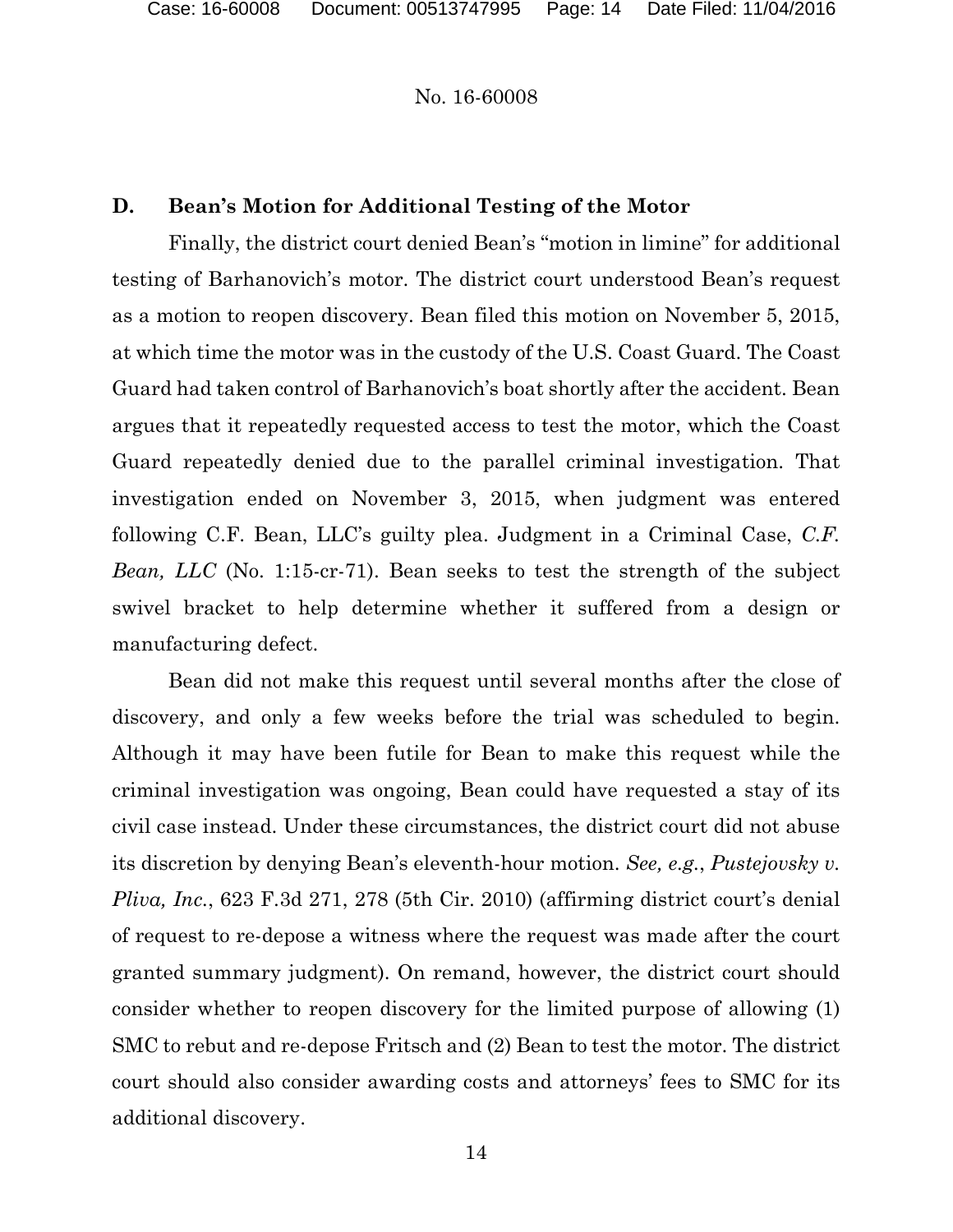### D. Bean's Motion for Additional Testing of the Motor

Finally, the district court denied Bean's "motion in limine" for additional testing of Barhanovich's motor. The district court understood Bean's request as a motion to reopen discovery. Bean filed this motion on November 5, 2015, at which time the motor was in the custody of the U.S. Coast Guard. The Coast Guard had taken control of Barhanovich's boat shortly after the accident. Bean argues that it repeatedly requested access to test the motor, which the Coast Guard repeatedly denied due to the parallel criminal investigation. That investigation ended on November 3, 2015, when judgment was entered following C.F. Bean, LLC's guilty plea. Judgment in a Criminal Case, *C.F. Bean, LLC* (No. 1:15-cr-71). Bean seeks to test the strength of the subject swivel bracket to help determine whether it suffered from a design or manufacturing defect.

Bean did not make this request until several months after the close of discovery, and only a few weeks before the trial was scheduled to begin. Although it may have been futile for Bean to make this request while the criminal investigation was ongoing, Bean could have requested a stay of its civil case instead. Under these circumstances, the district court did not abuse its discretion by denying Bean's eleventh-hour motion. *See, e.g.*, *Pustejovsky v. Pliva, Inc.*, 623 F.3d 271, 278 (5th Cir. 2010) (affirming district court's denial of request to re-depose a witness where the request was made after the court granted summary judgment). On remand, however, the district court should consider whether to reopen discovery for the limited purpose of allowing (1) SMC to rebut and re-depose Fritsch and (2) Bean to test the motor. The district court should also consider awarding costs and attorneys' fees to SMC for its additional discovery.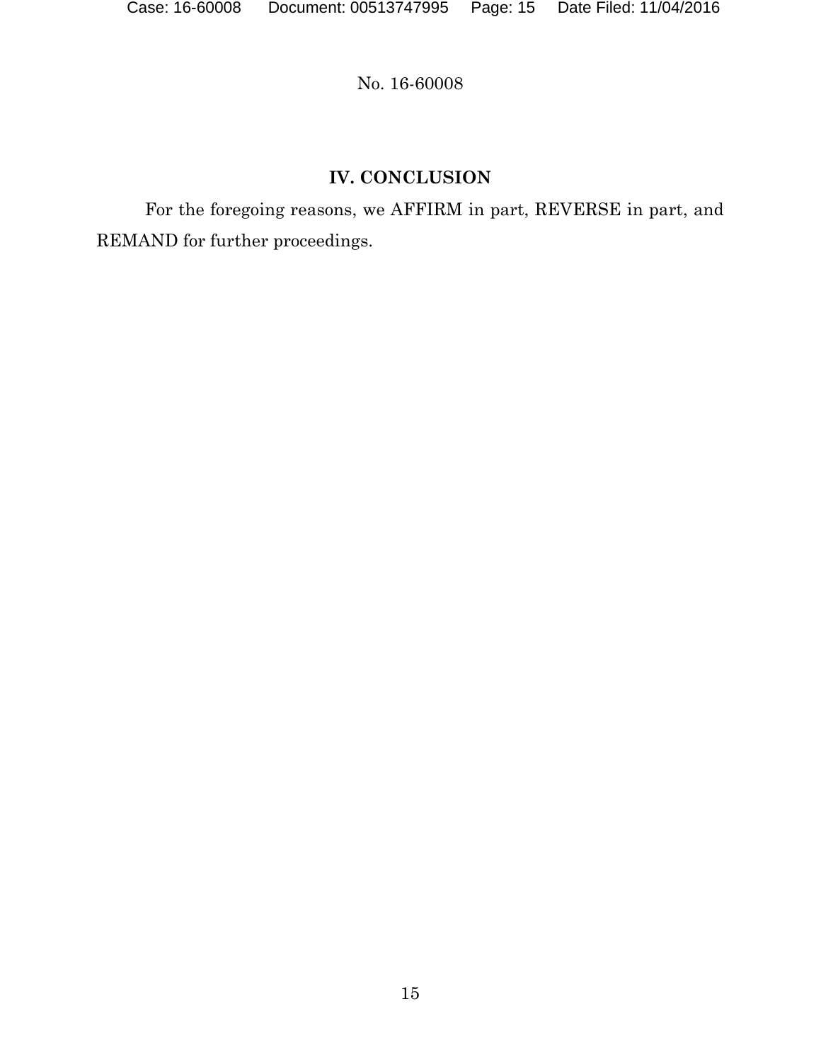## IV. CONCLUSION

For the foregoing reasons, we AFFIRM in part, REVERSE in part, and REMAND for further proceedings.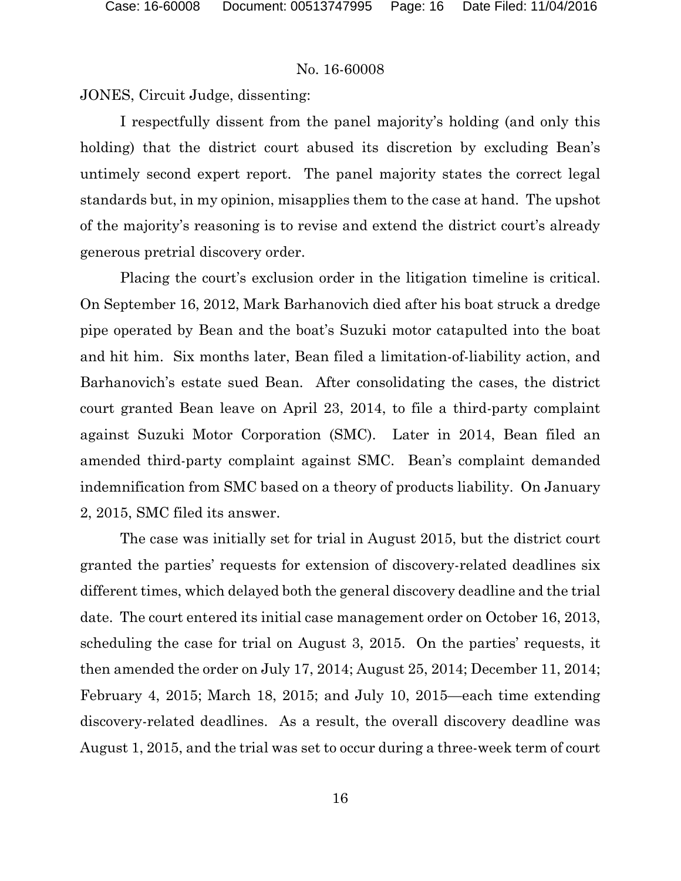JONES, Circuit Judge, dissenting:

I respectfully dissent from the panel majority's holding (and only this holding) that the district court abused its discretion by excluding Bean's untimely second expert report. The panel majority states the correct legal standards but, in my opinion, misapplies them to the case at hand. The upshot of the majority's reasoning is to revise and extend the district court's already generous pretrial discovery order.

Placing the court's exclusion order in the litigation timeline is critical. On September 16, 2012, Mark Barhanovich died after his boat struck a dredge pipe operated by Bean and the boat's Suzuki motor catapulted into the boat and hit him. Six months later, Bean filed a limitation-of-liability action, and Barhanovich's estate sued Bean. After consolidating the cases, the district court granted Bean leave on April 23, 2014, to file a third-party complaint against Suzuki Motor Corporation (SMC). Later in 2014, Bean filed an amended third-party complaint against SMC. Bean's complaint demanded indemnification from SMC based on a theory of products liability. On January 2, 2015, SMC filed its answer.

The case was initially set for trial in August 2015, but the district court granted the parties' requests for extension of discovery-related deadlines six different times, which delayed both the general discovery deadline and the trial date. The court entered its initial case management order on October 16, 2013, scheduling the case for trial on August 3, 2015. On the parties' requests, it then amended the order on July 17, 2014; August 25, 2014; December 11, 2014; February 4, 2015; March 18, 2015; and July 10, 2015—each time extending discovery-related deadlines. As a result, the overall discovery deadline was August 1, 2015, and the trial was set to occur during a three-week term of court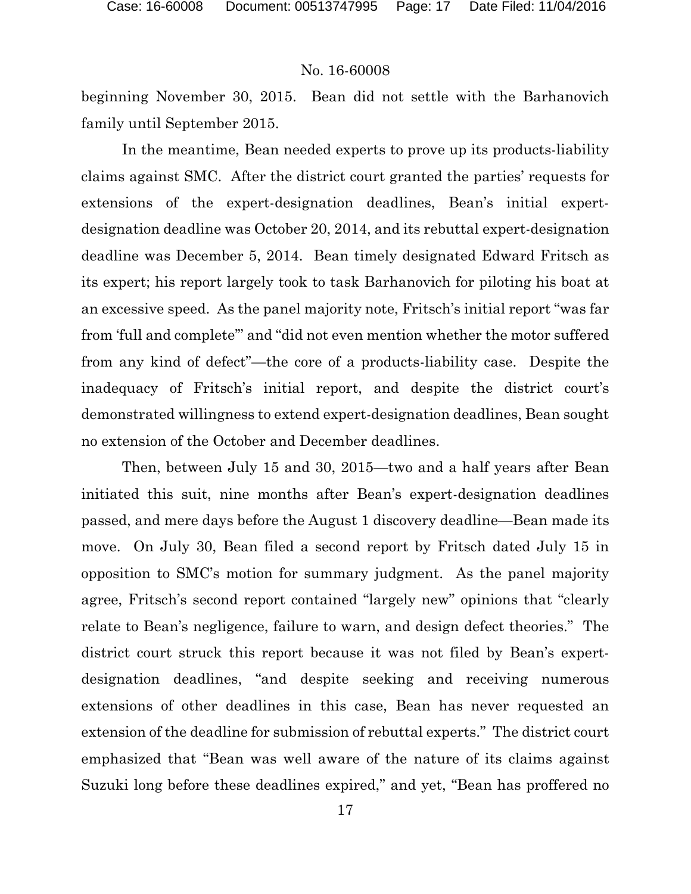beginning November 30, 2015. Bean did not settle with the Barhanovich family until September 2015.

In the meantime, Bean needed experts to prove up its products-liability claims against SMC. After the district court granted the parties' requests for extensions of the expert-designation deadlines, Bean's initial expert-designation deadline was October 20, 2014, and its rebuttal expert-designation deadline was December 5, 2014. Bean timely designated Edward Fritsch as its expert; his report largely took to task Barhanovich for piloting his boat at an excessive speed. As the panel majority note, Fritsch's initial report "was far from 'full and complete'" and "did not even mention whether the motor suffered from any kind of defect"—the core of a products-liability case. Despite the inadequacy of Fritsch's initial report, and despite the district court's demonstrated willingness to extend expert-designation deadlines, Bean sought no extension of the October and December deadlines.

Then, between July 15 and 30, 2015—two and a half years after Bean initiated this suit, nine months after Bean's expert-designation deadlines passed, and mere days before the August 1 discovery deadline—Bean made its move. On July 30, Bean filed a second report by Fritsch dated July 15 in opposition to SMC's motion for summary judgment. As the panel majority agree, Fritsch's second report contained "largely new" opinions that "clearly relate to Bean's negligence, failure to warn, and design defect theories." The district court struck this report because it was not filed by Bean's expert-designation deadlines, "and despite seeking and receiving numerous extensions of other deadlines in this case, Bean has never requested an extension of the deadline for submission of rebuttal experts." The district court emphasized that "Bean was well aware of the nature of its claims against Suzuki long before these deadlines expired," and yet, "Bean has proffered no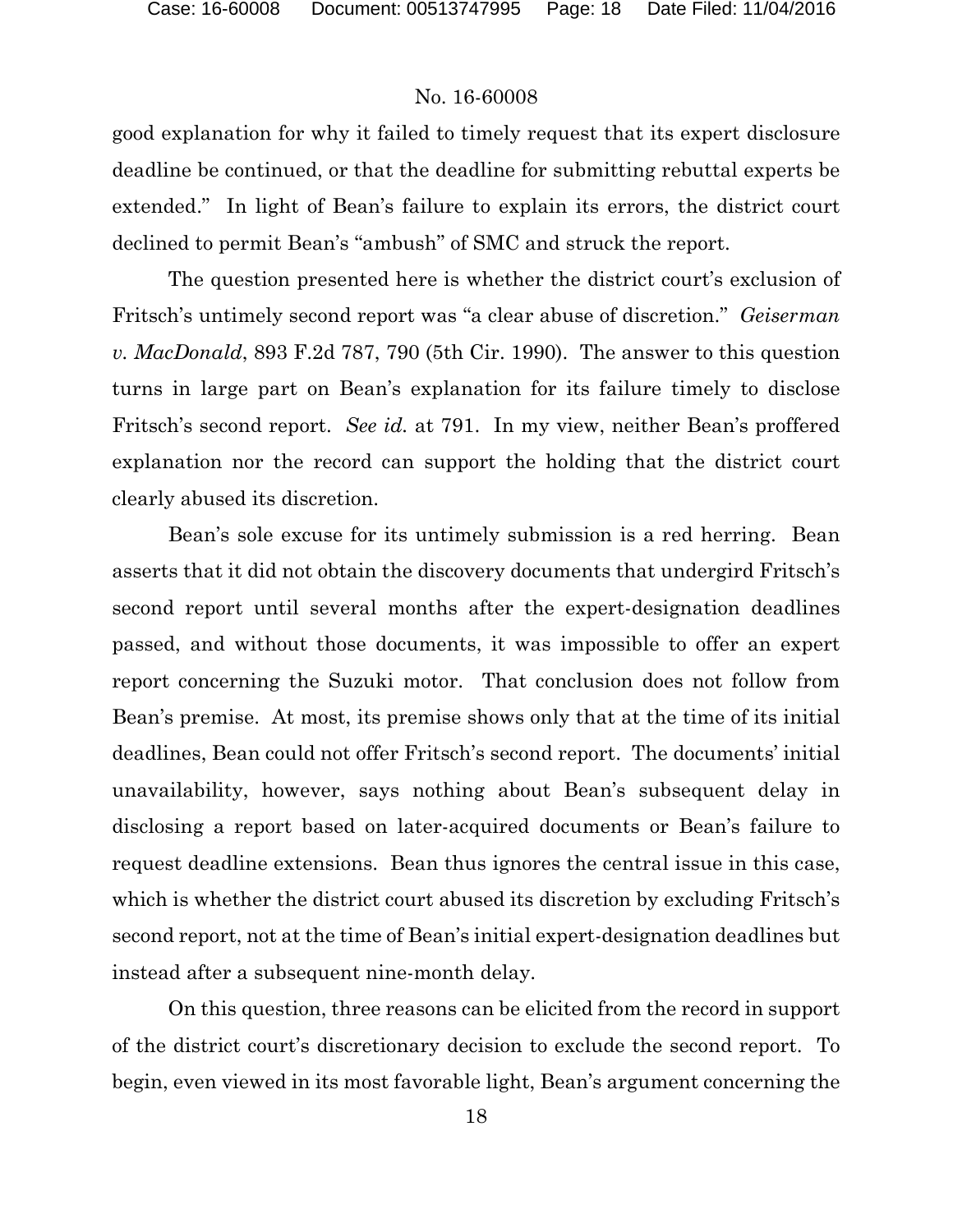good explanation for why it failed to timely request that its expert disclosure deadline be continued, or that the deadline for submitting rebuttal experts be extended." In light of Bean's failure to explain its errors, the district court declined to permit Bean's "ambush" of SMC and struck the report.

The question presented here is whether the district court's exclusion of Fritsch's untimely second report was "a clear abuse of discretion." *Geiserman v. MacDonald*, 893 F.2d 787, 790 (5th Cir. 1990). The answer to this question turns in large part on Bean's explanation for its failure timely to disclose Fritsch's second report. *See id.* at 791. In my view, neither Bean's proffered explanation nor the record can support the holding that the district court clearly abused its discretion.

Bean's sole excuse for its untimely submission is a red herring. Bean asserts that it did not obtain the discovery documents that undergird Fritsch's second report until several months after the expert-designation deadlines passed, and without those documents, it was impossible to offer an expert report concerning the Suzuki motor. That conclusion does not follow from Bean's premise. At most, its premise shows only that at the time of its initial deadlines, Bean could not offer Fritsch's second report. The documents' initial unavailability, however, says nothing about Bean's subsequent delay in disclosing a report based on later-acquired documents or Bean's failure to request deadline extensions. Bean thus ignores the central issue in this case, which is whether the district court abused its discretion by excluding Fritsch's second report, not at the time of Bean's initial expert-designation deadlines but instead after a subsequent nine-month delay.

On this question, three reasons can be elicited from the record in support of the district court's discretionary decision to exclude the second report. To begin, even viewed in its most favorable light, Bean's argument concerning the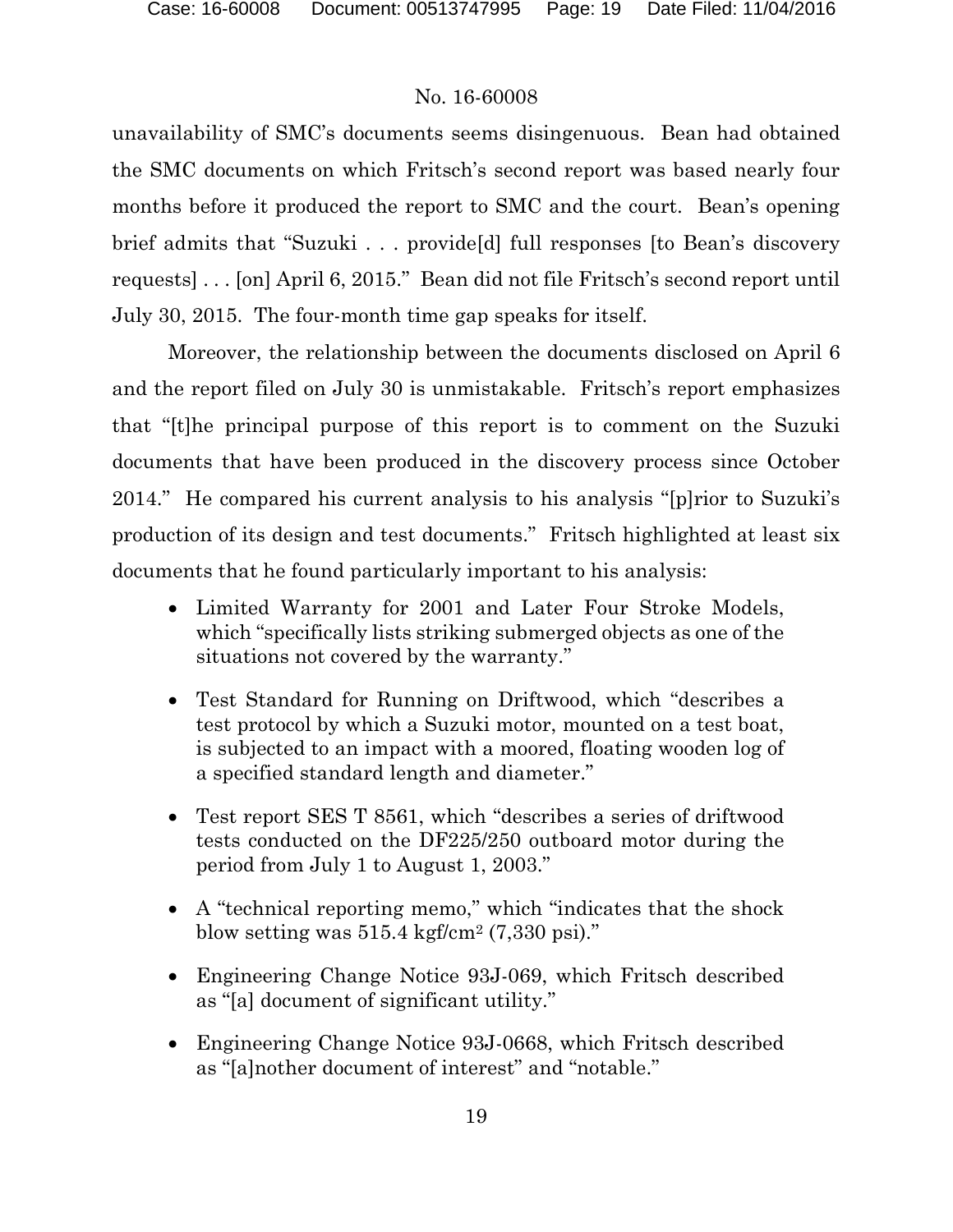unavailability of SMC's documents seems disingenuous. Bean had obtained the SMC documents on which Fritsch's second report was based nearly four months before it produced the report to SMC and the court. Bean's opening brief admits that "Suzuki . . . provide[d] full responses [to Bean's discovery requests] . . . [on] April 6, 2015." Bean did not file Fritsch's second report until July 30, 2015. The four-month time gap speaks for itself.

Moreover, the relationship between the documents disclosed on April 6 and the report filed on July 30 is unmistakable. Fritsch's report emphasizes that "[t]he principal purpose of this report is to comment on the Suzuki documents that have been produced in the discovery process since October 2014." He compared his current analysis to his analysis "[p]rior to Suzuki's production of its design and test documents." Fritsch highlighted at least six documents that he found particularly important to his analysis:

- Limited Warranty for 2001 and Later Four Stroke Models, which "specifically lists striking submerged objects as one of the situations not covered by the warranty."
- Test Standard for Running on Driftwood, which "describes a test protocol by which a Suzuki motor, mounted on a test boat, is subjected to an impact with a moored, floating wooden log of a specified standard length and diameter."
- Test report SES T 8561, which "describes a series of driftwood tests conducted on the DF225/250 outboard motor during the period from July 1 to August 1, 2003."
- A "technical reporting memo," which "indicates that the shock blow setting was 515.4 kgf/cm$^2$ (7,330 psi)."
- Engineering Change Notice 93J-069, which Fritsch described as "[a] document of significant utility."
- Engineering Change Notice 93J-0668, which Fritsch described as "[a]nother document of interest" and "notable."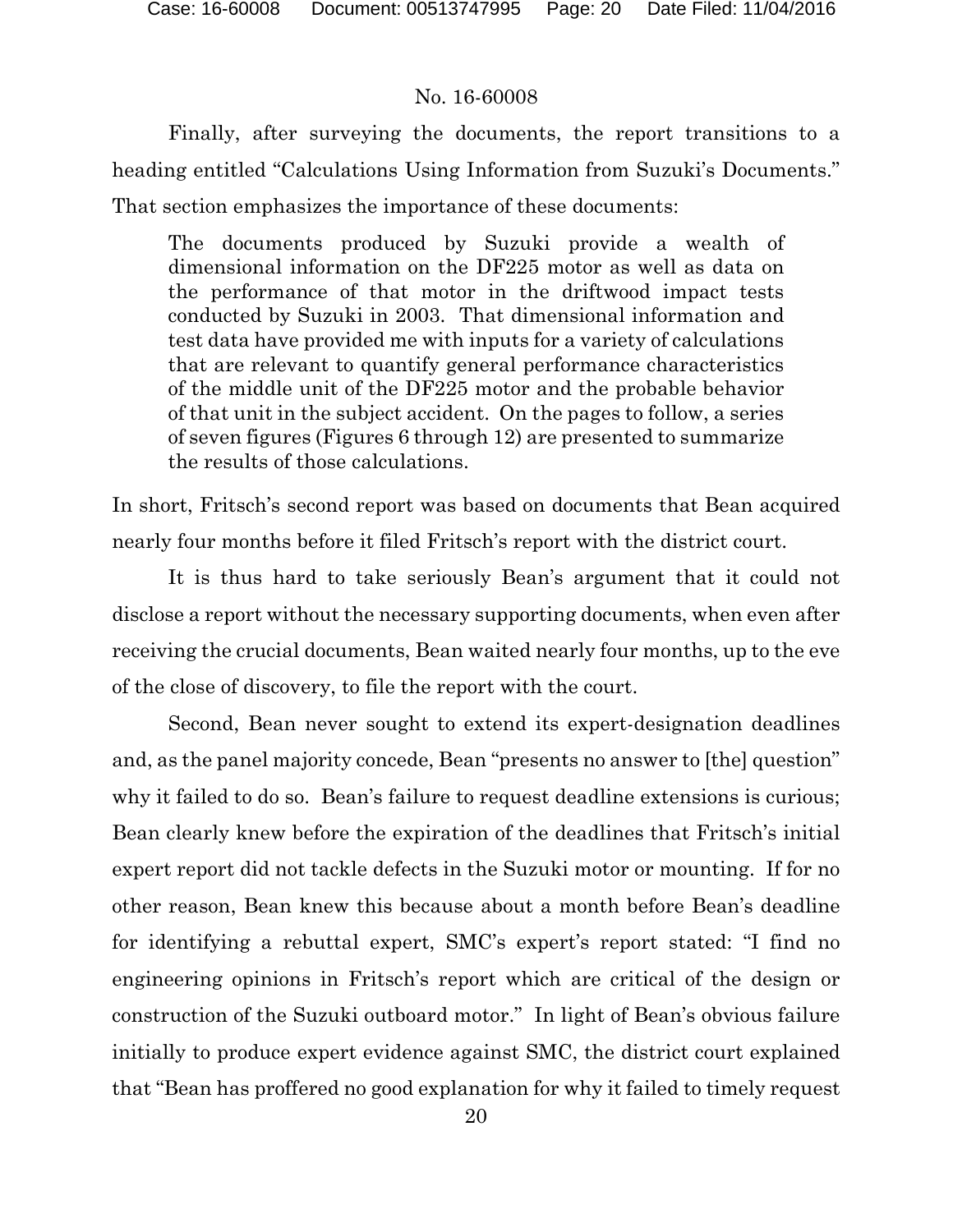Finally, after surveying the documents, the report transitions to a heading entitled "Calculations Using Information from Suzuki's Documents." That section emphasizes the importance of these documents:

> The documents produced by Suzuki provide a wealth of dimensional information on the DF225 motor as well as data on the performance of that motor in the driftwood impact tests conducted by Suzuki in 2003. That dimensional information and test data have provided me with inputs for a variety of calculations that are relevant to quantify general performance characteristics of the middle unit of the DF225 motor and the probable behavior of that unit in the subject accident. On the pages to follow, a series of seven figures (Figures 6 through 12) are presented to summarize the results of those calculations.

In short, Fritsch's second report was based on documents that Bean acquired nearly four months before it filed Fritsch's report with the district court.

It is thus hard to take seriously Bean's argument that it could not disclose a report without the necessary supporting documents, when even after receiving the crucial documents, Bean waited nearly four months, up to the eve of the close of discovery, to file the report with the court.

Second, Bean never sought to extend its expert-designation deadlines and, as the panel majority concede, Bean "presents no answer to [the] question" why it failed to do so. Bean's failure to request deadline extensions is curious; Bean clearly knew before the expiration of the deadlines that Fritsch's initial expert report did not tackle defects in the Suzuki motor or mounting. If for no other reason, Bean knew this because about a month before Bean's deadline for identifying a rebuttal expert, SMC's expert's report stated: "I find no engineering opinions in Fritsch's report which are critical of the design or construction of the Suzuki outboard motor." In light of Bean's obvious failure initially to produce expert evidence against SMC, the district court explained that "Bean has proffered no good explanation for why it failed to timely request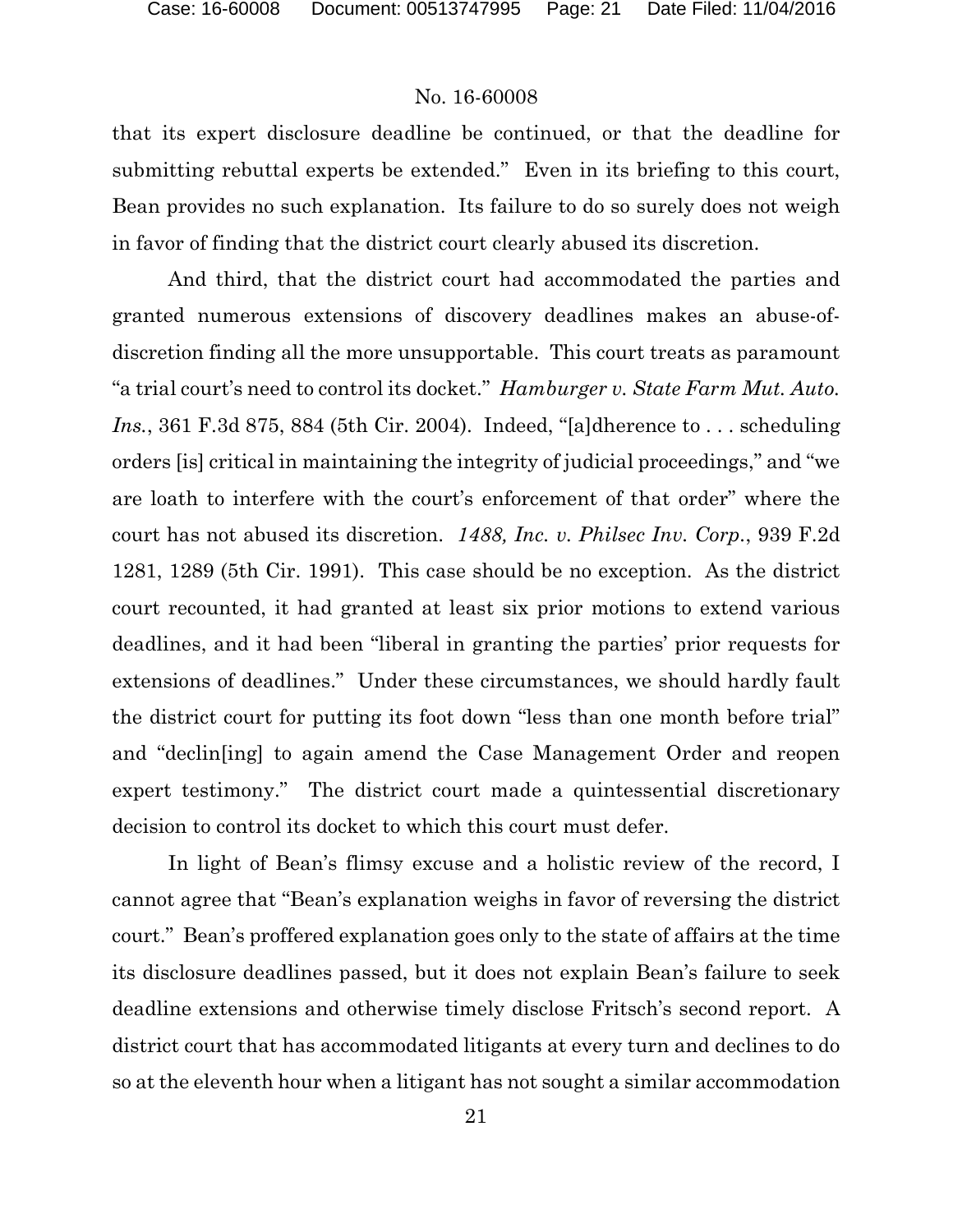that its expert disclosure deadline be continued, or that the deadline for submitting rebuttal experts be extended." Even in its briefing to this court, Bean provides no such explanation. Its failure to do so surely does not weigh in favor of finding that the district court clearly abused its discretion.

And third, that the district court had accommodated the parties and granted numerous extensions of discovery deadlines makes an abuse-of-discretion finding all the more unsupportable. This court treats as paramount "a trial court's need to control its docket." *Hamburger v. State Farm Mut. Auto. Ins.*, 361 F.3d 875, 884 (5th Cir. 2004). Indeed, "[a]dherence to . . . scheduling orders [is] critical in maintaining the integrity of judicial proceedings," and "we are loath to interfere with the court's enforcement of that order" where the court has not abused its discretion. *1488, Inc. v. Philsec Inv. Corp.*, 939 F.2d 1281, 1289 (5th Cir. 1991). This case should be no exception. As the district court recounted, it had granted at least six prior motions to extend various deadlines, and it had been "liberal in granting the parties' prior requests for extensions of deadlines." Under these circumstances, we should hardly fault the district court for putting its foot down "less than one month before trial" and "declin[ing] to again amend the Case Management Order and reopen expert testimony." The district court made a quintessential discretionary decision to control its docket to which this court must defer.

In light of Bean's flimsy excuse and a holistic review of the record, I cannot agree that "Bean's explanation weighs in favor of reversing the district court." Bean's proffered explanation goes only to the state of affairs at the time its disclosure deadlines passed, but it does not explain Bean's failure to seek deadline extensions and otherwise timely disclose Fritsch's second report. A district court that has accommodated litigants at every turn and declines to do so at the eleventh hour when a litigant has not sought a similar accommodation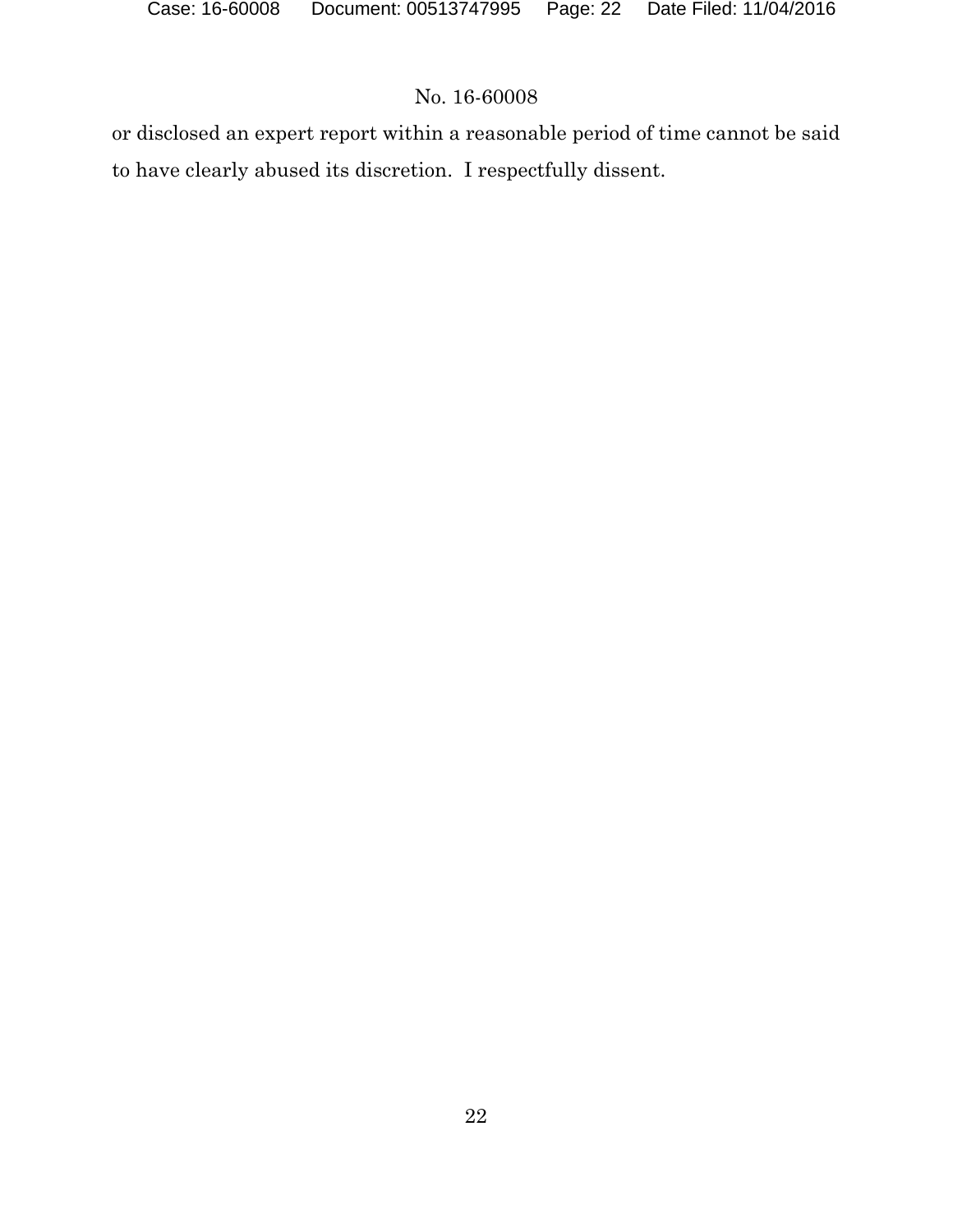or disclosed an expert report within a reasonable period of time cannot be said to have clearly abused its discretion. I respectfully dissent.